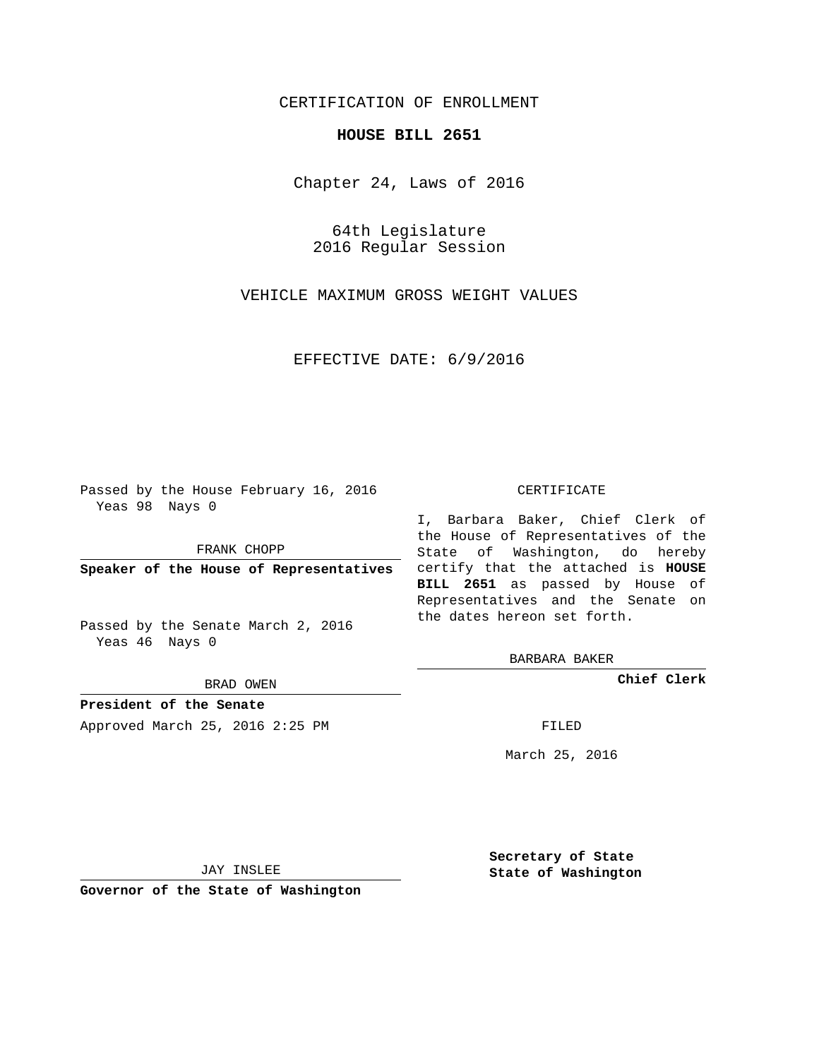CERTIFICATION OF ENROLLMENT

**HOUSE BILL 2651**

Chapter 24, Laws of 2016

64th Legislature
2016 Regular Session

VEHICLE MAXIMUM GROSS WEIGHT VALUES

EFFECTIVE DATE: 6/9/2016

Passed by the House February 16, 2016
Yeas 98 Nays 0

FRANK CHOPP

**Speaker of the House of Representatives**

Passed by the Senate March 2, 2016
Yeas 46 Nays 0

BRAD OWEN

**President of the Senate**

Approved March 25, 2016 2:25 PM

JAY INSLEE

**Governor of the State of Washington**

CERTIFICATE

I, Barbara Baker, Chief Clerk of the House of Representatives of the State of Washington, do hereby certify that the attached is **HOUSE BILL 2651** as passed by House of Representatives and the Senate on the dates hereon set forth.

BARBARA BAKER

**Chief Clerk**

FILED

March 25, 2016

**Secretary of State**
**State of Washington**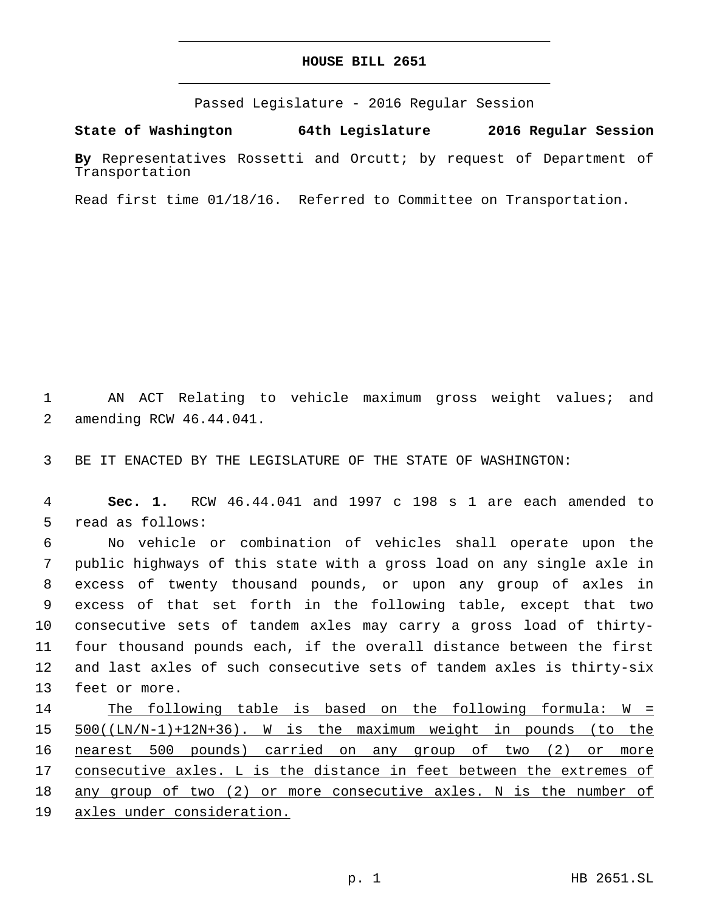**HOUSE BILL 2651**

Passed Legislature - 2016 Regular Session

**State of Washington 64th Legislature 2016 Regular Session**

**By** Representatives Rossetti and Orcutt; by request of Department of Transportation

Read first time 01/18/16. Referred to Committee on Transportation.

AN ACT Relating to vehicle maximum gross weight values; and amending RCW 46.44.041.

BE IT ENACTED BY THE LEGISLATURE OF THE STATE OF WASHINGTON:

**Sec. 1.** RCW 46.44.041 and 1997 c 198 s 1 are each amended to read as follows:

No vehicle or combination of vehicles shall operate upon the public highways of this state with a gross load on any single axle in excess of twenty thousand pounds, or upon any group of axles in excess of that set forth in the following table, except that two consecutive sets of tandem axles may carry a gross load of thirty-four thousand pounds each, if the overall distance between the first and last axles of such consecutive sets of tandem axles is thirty-six feet or more.

<u>The following table is based on the following formula: W = 500((LN/N-1)+12N+36). W is the maximum weight in pounds (to the nearest 500 pounds) carried on any group of two (2) or more consecutive axles. L is the distance in feet between the extremes of any group of two (2) or more consecutive axles. N is the number of axles under consideration.</u>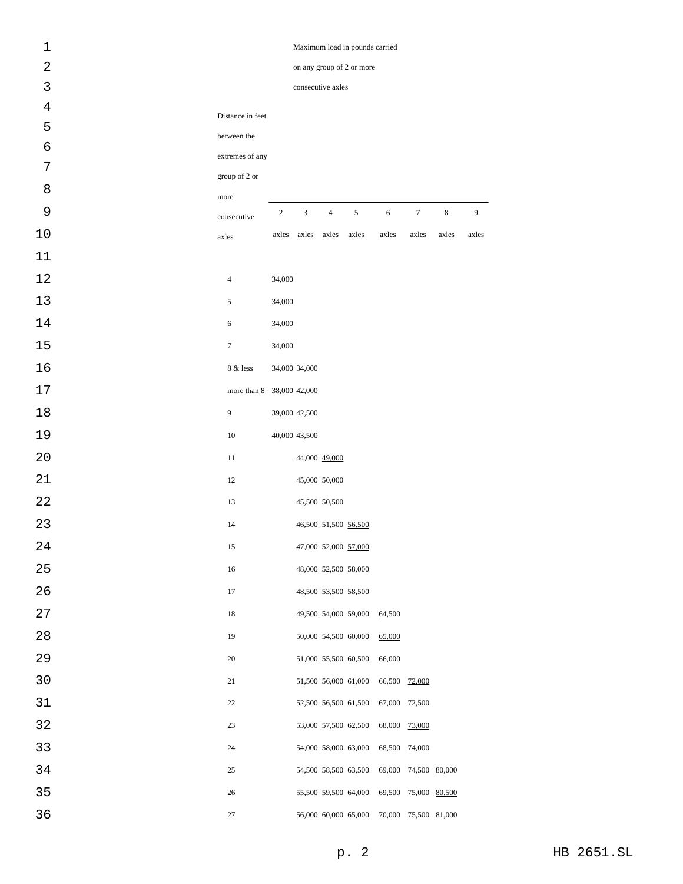| Distance in feet between the extremes of any group of 2 or more consecutive axles | Maximum load in pounds carried on any group of 2 or more consecutive axles | | | | | | | |
|---|---|---|---|---|---|---|---|---|
| | 2 axles | 3 axles | 4 axles | 5 axles | 6 axles | 7 axles | 8 axles | 9 axles |
| 4 | 34,000 | | | | | | | |
| 5 | 34,000 | | | | | | | |
| 6 | 34,000 | | | | | | | |
| 7 | 34,000 | | | | | | | |
| 8 & less | 34,000 | 34,000 | | | | | | |
| more than 8 | 38,000 | 42,000 | | | | | | |
| 9 | 39,000 | 42,500 | | | | | | |
| 10 | 40,000 | 43,500 | | | | | | |
| 11 | | 44,000 | 49,000 | | | | | |
| 12 | | 45,000 | 50,000 | | | | | |
| 13 | | 45,500 | 50,500 | | | | | |
| 14 | | 46,500 | 51,500 | 56,500 | | | | |
| 15 | | 47,000 | 52,000 | 57,000 | | | | |
| 16 | | 48,000 | 52,500 | 58,000 | | | | |
| 17 | | 48,500 | 53,500 | 58,500 | | | | |
| 18 | | 49,500 | 54,000 | 59,000 | 64,500 | | | |
| 19 | | 50,000 | 54,500 | 60,000 | 65,000 | | | |
| 20 | | 51,000 | 55,500 | 60,500 | 66,000 | | | |
| 21 | | 51,500 | 56,000 | 61,000 | 66,500 | 72,000 | | |
| 22 | | 52,500 | 56,500 | 61,500 | 67,000 | 72,500 | | |
| 23 | | 53,000 | 57,500 | 62,500 | 68,000 | 73,000 | | |
| 24 | | 54,000 | 58,000 | 63,000 | 68,500 | 74,000 | | |
| 25 | | 54,500 | 58,500 | 63,500 | 69,000 | 74,500 | 80,000 | |
| 26 | | 55,500 | 59,500 | 64,000 | 69,500 | 75,000 | 80,500 | |
| 27 | | 56,000 | 60,000 | 65,000 | 70,000 | 75,500 | 81,000 | |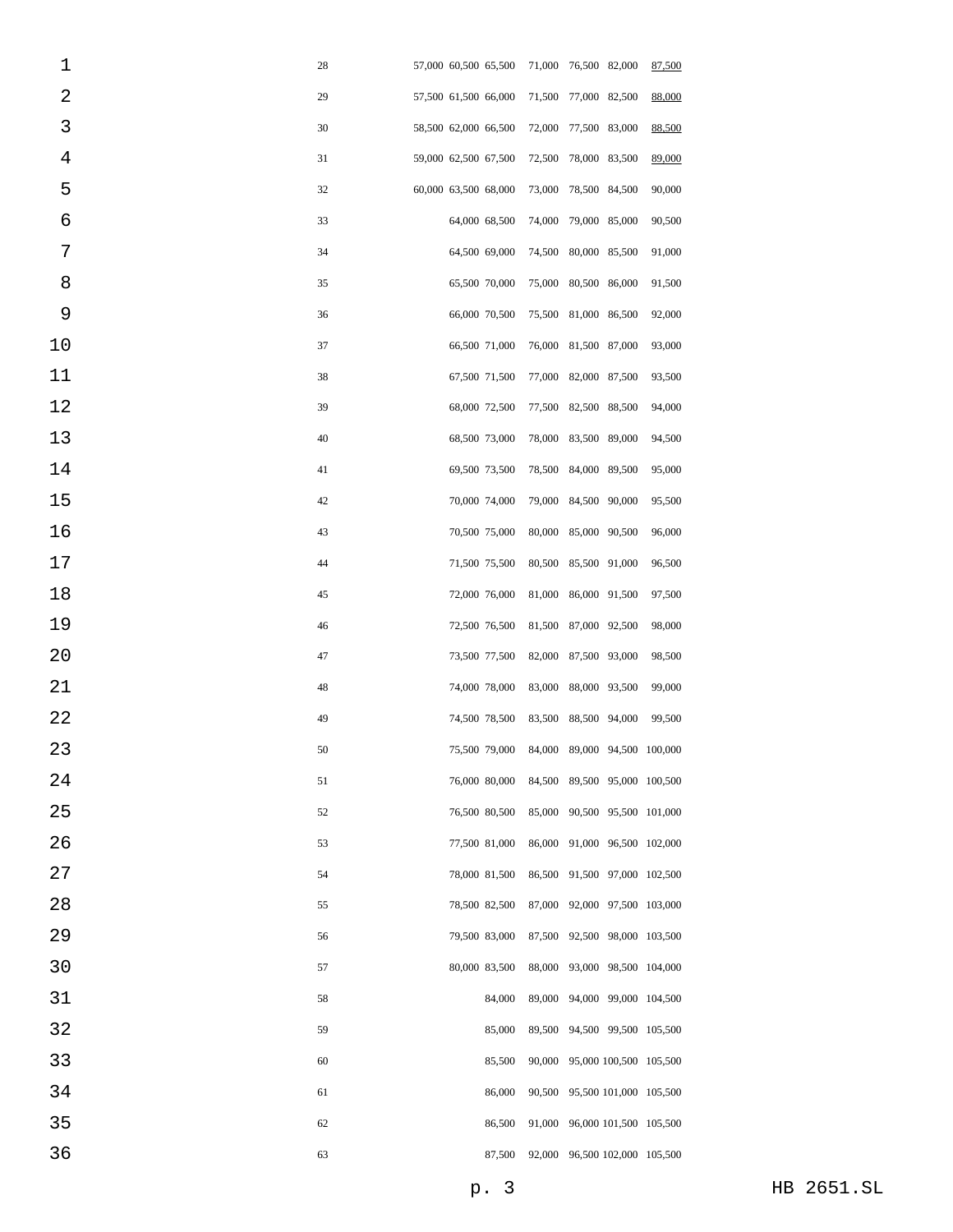| | | | | | | | |
|---|---|---|---|---|---|---|---|
| 28 | 57,000 | 60,500 | 65,500 | 71,000 | 76,500 | 82,000 | 87,500 |
| 29 | 57,500 | 61,500 | 66,000 | 71,500 | 77,000 | 82,500 | 88,000 |
| 30 | 58,500 | 62,000 | 66,500 | 72,000 | 77,500 | 83,000 | 88,500 |
| 31 | 59,000 | 62,500 | 67,500 | 72,500 | 78,000 | 83,500 | 89,000 |
| 32 | 60,000 | 63,500 | 68,000 | 73,000 | 78,500 | 84,500 | 90,000 |
| 33 | | 64,000 | 68,500 | 74,000 | 79,000 | 85,000 | 90,500 |
| 34 | | 64,500 | 69,000 | 74,500 | 80,000 | 85,500 | 91,000 |
| 35 | | 65,500 | 70,000 | 75,000 | 80,500 | 86,000 | 91,500 |
| 36 | | 66,000 | 70,500 | 75,500 | 81,000 | 86,500 | 92,000 |
| 37 | | 66,500 | 71,000 | 76,000 | 81,500 | 87,000 | 93,000 |
| 38 | | 67,500 | 71,500 | 77,000 | 82,000 | 87,500 | 93,500 |
| 39 | | 68,000 | 72,500 | 77,500 | 82,500 | 88,500 | 94,000 |
| 40 | | 68,500 | 73,000 | 78,000 | 83,500 | 89,000 | 94,500 |
| 41 | | 69,500 | 73,500 | 78,500 | 84,000 | 89,500 | 95,000 |
| 42 | | 70,000 | 74,000 | 79,000 | 84,500 | 90,000 | 95,500 |
| 43 | | 70,500 | 75,000 | 80,000 | 85,000 | 90,500 | 96,000 |
| 44 | | 71,500 | 75,500 | 80,500 | 85,500 | 91,000 | 96,500 |
| 45 | | 72,000 | 76,000 | 81,000 | 86,000 | 91,500 | 97,500 |
| 46 | | 72,500 | 76,500 | 81,500 | 87,000 | 92,500 | 98,000 |
| 47 | | 73,500 | 77,500 | 82,000 | 87,500 | 93,000 | 98,500 |
| 48 | | 74,000 | 78,000 | 83,000 | 88,000 | 93,500 | 99,000 |
| 49 | | 74,500 | 78,500 | 83,500 | 88,500 | 94,000 | 99,500 |
| 50 | | 75,500 | 79,000 | 84,000 | 89,000 | 94,500 | 100,000 |
| 51 | | 76,000 | 80,000 | 84,500 | 89,500 | 95,000 | 100,500 |
| 52 | | 76,500 | 80,500 | 85,000 | 90,500 | 95,500 | 101,000 |
| 53 | | 77,500 | 81,000 | 86,000 | 91,000 | 96,500 | 102,000 |
| 54 | | 78,000 | 81,500 | 86,500 | 91,500 | 97,000 | 102,500 |
| 55 | | 78,500 | 82,500 | 87,000 | 92,000 | 97,500 | 103,000 |
| 56 | | 79,500 | 83,000 | 87,500 | 92,500 | 98,000 | 103,500 |
| 57 | | 80,000 | 83,500 | 88,000 | 93,000 | 98,500 | 104,000 |
| 58 | | | 84,000 | 89,000 | 94,000 | 99,000 | 104,500 |
| 59 | | | 85,000 | 89,500 | 94,500 | 99,500 | 105,500 |
| 60 | | | 85,500 | 90,000 | 95,000 | 100,500 | 105,500 |
| 61 | | | 86,000 | 90,500 | 95,500 | 101,000 | 105,500 |
| 62 | | | 86,500 | 91,000 | 96,000 | 101,500 | 105,500 |
| 63 | | | 87,500 | 92,000 | 96,500 | 102,000 | 105,500 |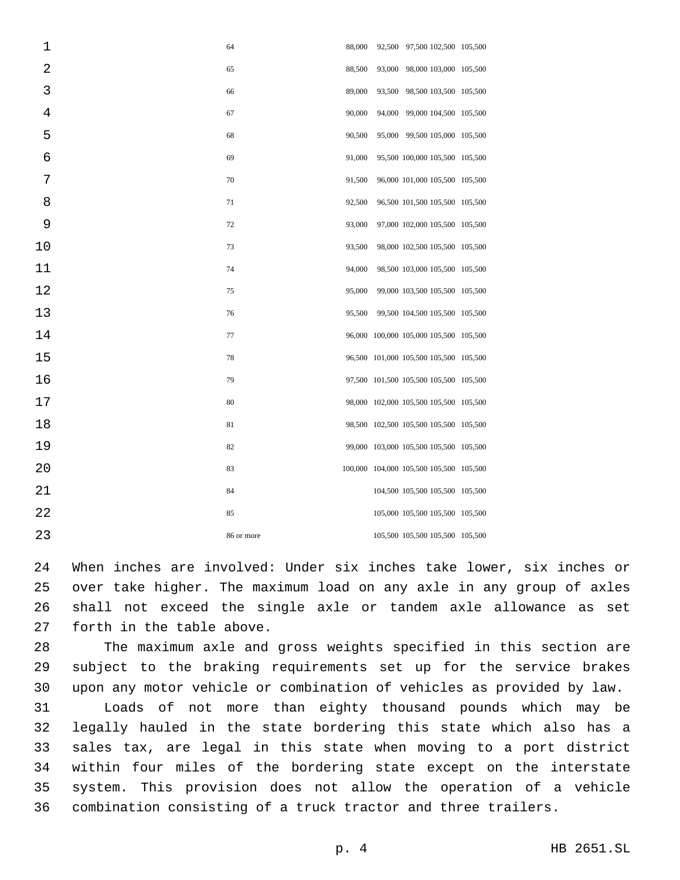| | | | | | |
|---|---|---|---|---|---|
| 64 | 88,000 | 92,500 | 97,500 | 102,500 | 105,500 |
| 65 | 88,500 | 93,000 | 98,000 | 103,000 | 105,500 |
| 66 | 89,000 | 93,500 | 98,500 | 103,500 | 105,500 |
| 67 | 90,000 | 94,000 | 99,000 | 104,500 | 105,500 |
| 68 | 90,500 | 95,000 | 99,500 | 105,000 | 105,500 |
| 69 | 91,000 | 95,500 | 100,000 | 105,500 | 105,500 |
| 70 | 91,500 | 96,000 | 101,000 | 105,500 | 105,500 |
| 71 | 92,500 | 96,500 | 101,500 | 105,500 | 105,500 |
| 72 | 93,000 | 97,000 | 102,000 | 105,500 | 105,500 |
| 73 | 93,500 | 98,000 | 102,500 | 105,500 | 105,500 |
| 74 | 94,000 | 98,500 | 103,000 | 105,500 | 105,500 |
| 75 | 95,000 | 99,000 | 103,500 | 105,500 | 105,500 |
| 76 | 95,500 | 99,500 | 104,500 | 105,500 | 105,500 |
| 77 | 96,000 | 100,000 | 105,000 | 105,500 | 105,500 |
| 78 | 96,500 | 101,000 | 105,500 | 105,500 | 105,500 |
| 79 | 97,500 | 101,500 | 105,500 | 105,500 | 105,500 |
| 80 | 98,000 | 102,000 | 105,500 | 105,500 | 105,500 |
| 81 | 98,500 | 102,500 | 105,500 | 105,500 | 105,500 |
| 82 | 99,000 | 103,000 | 105,500 | 105,500 | 105,500 |
| 83 | 100,000 | 104,000 | 105,500 | 105,500 | 105,500 |
| 84 | | 104,500 | 105,500 | 105,500 | 105,500 |
| 85 | | 105,000 | 105,500 | 105,500 | 105,500 |
| 86 or more | | 105,500 | 105,500 | 105,500 | 105,500 |

When inches are involved: Under six inches take lower, six inches or over take higher. The maximum load on any axle in any group of axles shall not exceed the single axle or tandem axle allowance as set forth in the table above.

The maximum axle and gross weights specified in this section are subject to the braking requirements set up for the service brakes upon any motor vehicle or combination of vehicles as provided by law.

Loads of not more than eighty thousand pounds which may be legally hauled in the state bordering this state which also has a sales tax, are legal in this state when moving to a port district within four miles of the bordering state except on the interstate system. This provision does not allow the operation of a vehicle combination consisting of a truck tractor and three trailers.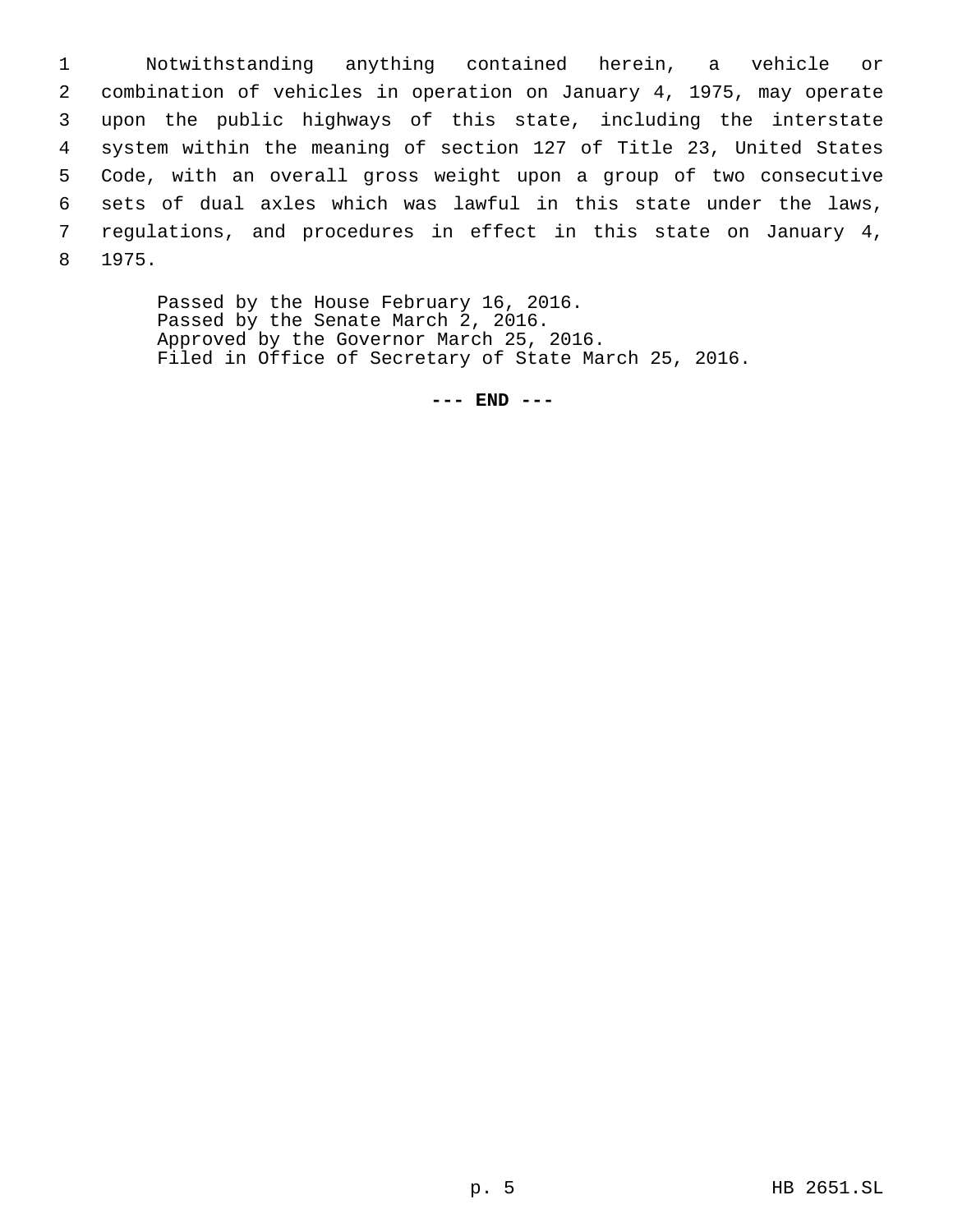Notwithstanding anything contained herein, a vehicle or combination of vehicles in operation on January 4, 1975, may operate upon the public highways of this state, including the interstate system within the meaning of section 127 of Title 23, United States Code, with an overall gross weight upon a group of two consecutive sets of dual axles which was lawful in this state under the laws, regulations, and procedures in effect in this state on January 4, 1975.

Passed by the House February 16, 2016.
Passed by the Senate March 2, 2016.
Approved by the Governor March 25, 2016.
Filed in Office of Secretary of State March 25, 2016.

**--- END ---**